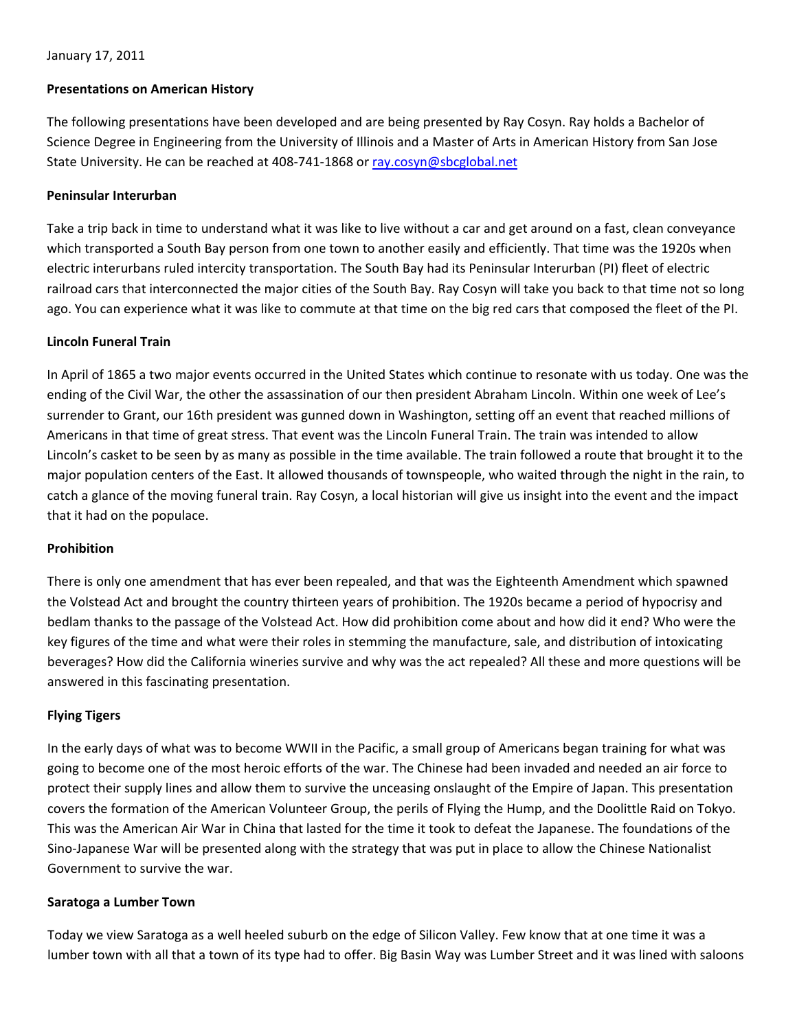January 17, 2011

**Presentations on American History**

The following presentations have been developed and are being presented by Ray Cosyn. Ray holds a Bachelor of Science Degree in Engineering from the University of Illinois and a Master of Arts in American History from San Jose State University. He can be reached at 408-741-1868 or [ray.cosyn@sbcglobal.net](mailto:ray.cosyn@sbcglobal.net)

**Peninsular Interurban**

Take a trip back in time to understand what it was like to live without a car and get around on a fast, clean conveyance which transported a South Bay person from one town to another easily and efficiently. That time was the 1920s when electric interurbans ruled intercity transportation. The South Bay had its Peninsular Interurban (PI) fleet of electric railroad cars that interconnected the major cities of the South Bay. Ray Cosyn will take you back to that time not so long ago. You can experience what it was like to commute at that time on the big red cars that composed the fleet of the PI.

**Lincoln Funeral Train**

In April of 1865 a two major events occurred in the United States which continue to resonate with us today. One was the ending of the Civil War, the other the assassination of our then president Abraham Lincoln. Within one week of Lee's surrender to Grant, our 16th president was gunned down in Washington, setting off an event that reached millions of Americans in that time of great stress. That event was the Lincoln Funeral Train. The train was intended to allow Lincoln's casket to be seen by as many as possible in the time available. The train followed a route that brought it to the major population centers of the East. It allowed thousands of townspeople, who waited through the night in the rain, to catch a glance of the moving funeral train. Ray Cosyn, a local historian will give us insight into the event and the impact that it had on the populace.

**Prohibition**

There is only one amendment that has ever been repealed, and that was the Eighteenth Amendment which spawned the Volstead Act and brought the country thirteen years of prohibition. The 1920s became a period of hypocrisy and bedlam thanks to the passage of the Volstead Act. How did prohibition come about and how did it end? Who were the key figures of the time and what were their roles in stemming the manufacture, sale, and distribution of intoxicating beverages? How did the California wineries survive and why was the act repealed? All these and more questions will be answered in this fascinating presentation.

**Flying Tigers**

In the early days of what was to become WWII in the Pacific, a small group of Americans began training for what was going to become one of the most heroic efforts of the war. The Chinese had been invaded and needed an air force to protect their supply lines and allow them to survive the unceasing onslaught of the Empire of Japan. This presentation covers the formation of the American Volunteer Group, the perils of Flying the Hump, and the Doolittle Raid on Tokyo. This was the American Air War in China that lasted for the time it took to defeat the Japanese. The foundations of the Sino-Japanese War will be presented along with the strategy that was put in place to allow the Chinese Nationalist Government to survive the war.

**Saratoga a Lumber Town**

Today we view Saratoga as a well heeled suburb on the edge of Silicon Valley. Few know that at one time it was a lumber town with all that a town of its type had to offer. Big Basin Way was Lumber Street and it was lined with saloons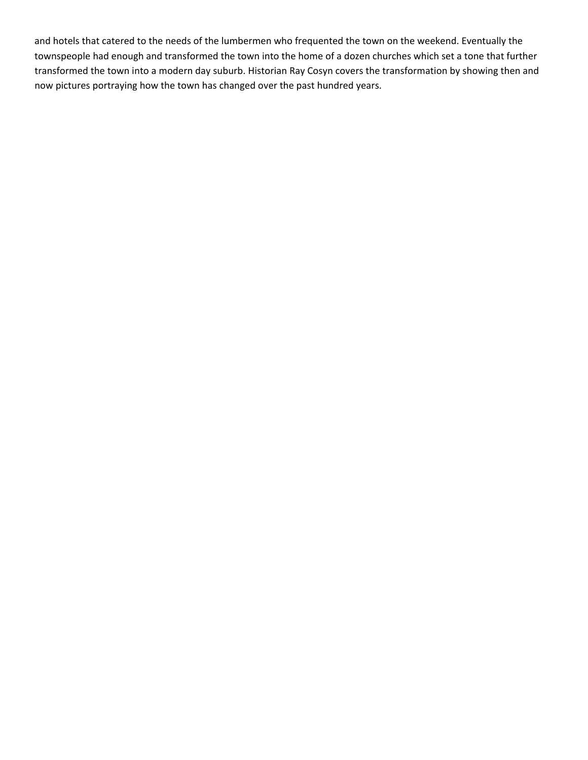and hotels that catered to the needs of the lumbermen who frequented the town on the weekend. Eventually the townspeople had enough and transformed the town into the home of a dozen churches which set a tone that further transformed the town into a modern day suburb. Historian Ray Cosyn covers the transformation by showing then and now pictures portraying how the town has changed over the past hundred years.